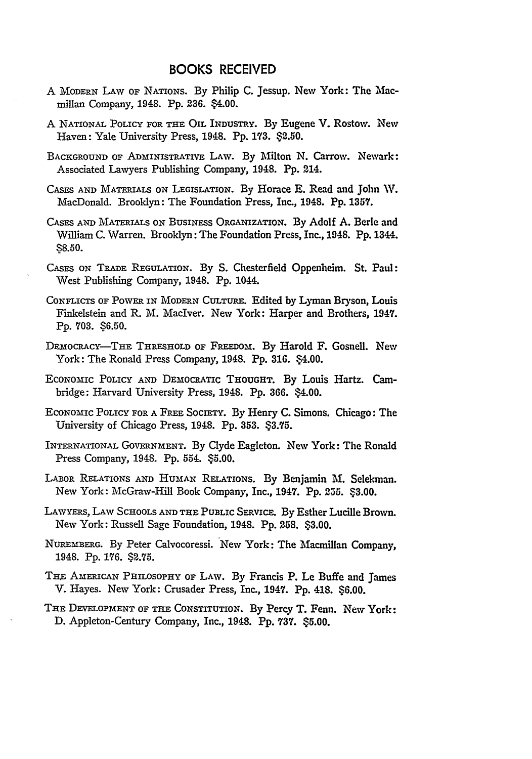## BOOKS RECEIVED

A MODERN LAW OF NATIONS. By Philip C. Jessup. New York: The Macmillan Company, 1948. Pp. 236. $4.00.

A NATIONAL POLICY FOR THE OIL INDUSTRY. By Eugene V. Rostow. New Haven: Yale University Press, 1948. Pp. 173. $2.50.

BACKGROUND OF ADMINISTRATIVE LAW. By Milton N. Carrow. Newark: Associated Lawyers Publishing Company, 1948. Pp. 214.

CASES AND MATERIALS ON LEGISLATION. By Horace E. Read and John W. MacDonald. Brooklyn: The Foundation Press, Inc., 1948. Pp. 1357.

CASES AND MATERIALS ON BUSINESS ORGANIZATION. By Adolf A. Berle and William C. Warren. Brooklyn: The Foundation Press, Inc., 1948. Pp. 1344. $8.50.

CASES ON TRADE REGULATION. By S. Chesterfield Oppenheim. St. Paul: West Publishing Company, 1948. Pp. 1044.

CONFLICTS OF POWER IN MODERN CULTURE. Edited by Lyman Bryson, Louis Finkelstein and R. M. MacIver. New York: Harper and Brothers, 1947. Pp. 703. $6.50.

DEMOCRACY—THE THRESHOLD OF FREEDOM. By Harold F. Gosnell. New York: The Ronald Press Company, 1948. Pp. 316. $4.00.

ECONOMIC POLICY AND DEMOCRATIC THOUGHT. By Louis Hartz. Cambridge: Harvard University Press, 1948. Pp. 366. $4.00.

ECONOMIC POLICY FOR A FREE SOCIETY. By Henry C. Simons. Chicago: The University of Chicago Press, 1948. Pp. 353. $3.75.

INTERNATIONAL GOVERNMENT. By Clyde Eagleton. New York: The Ronald Press Company, 1948. Pp. 554. $5.00.

LABOR RELATIONS AND HUMAN RELATIONS. By Benjamin M. Selekman. New York: McGraw-Hill Book Company, Inc., 1947. Pp. 255. $3.00.

LAWYERS, LAW SCHOOLS AND THE PUBLIC SERVICE. By Esther Lucille Brown. New York: Russell Sage Foundation, 1948. Pp. 258. $3.00.

NUREMBERG. By Peter Calvocoressi. New York: The Macmillan Company, 1948. Pp. 176. $2.75.

THE AMERICAN PHILOSOPHY OF LAW. By Francis P. Le Buffe and James V. Hayes. New York: Crusader Press, Inc., 1947. Pp. 418. $6.00.

THE DEVELOPMENT OF THE CONSTITUTION. By Percy T. Fenn. New York: D. Appleton-Century Company, Inc., 1948. Pp. 737. $5.00.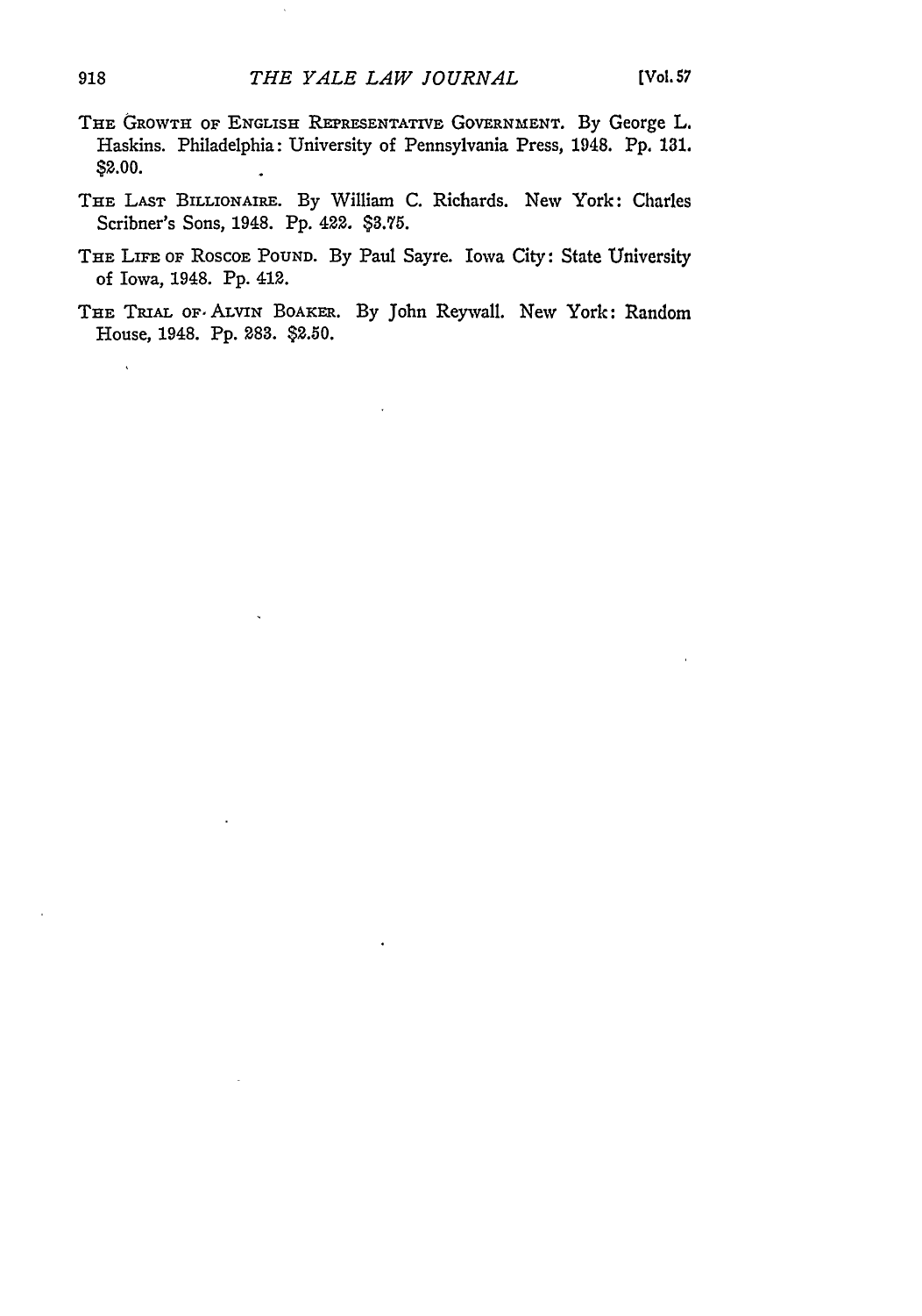THE GROWTH OF ENGLISH REPRESENTATIVE GOVERNMENT. By George L. Haskins. Philadelphia: University of Pennsylvania Press, 1948. Pp. 131. $2.00.

THE LAST BILLIONAIRE. By William C. Richards. New York: Charles Scribner's Sons, 1948. Pp. 422. $3.75.

THE LIFE OF ROSCOE POUND. By Paul Sayre. Iowa City: State University of Iowa, 1948. Pp. 412.

THE TRIAL OF ALVIN BOAKER. By John Reywall. New York: Random House, 1948. Pp. 283. $2.50.